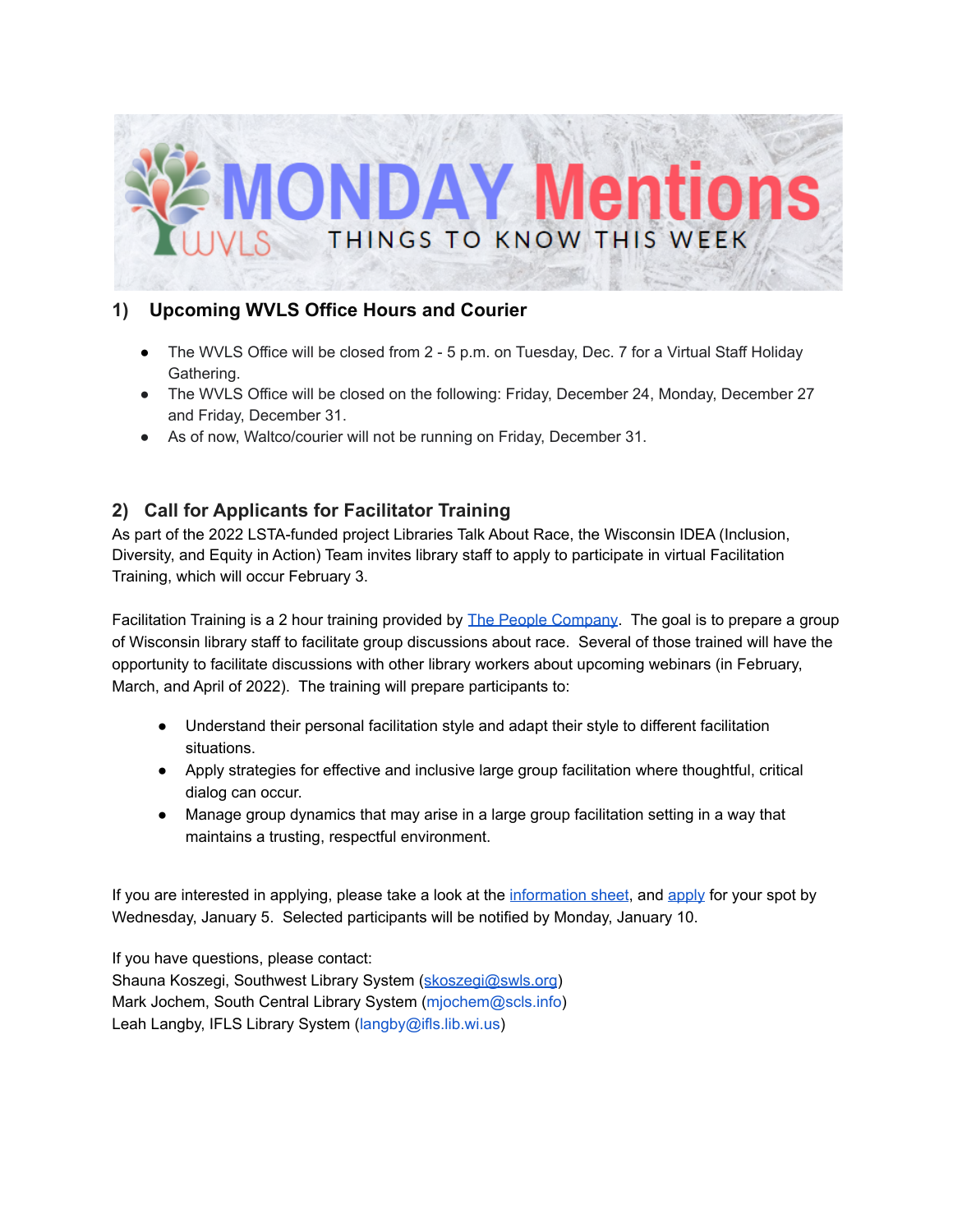# MONDAY Mentions

THINGS TO KNOW THIS WEEK

## 1) Upcoming WVLS Office Hours and Courier

- The WVLS Office will be closed from 2 - 5 p.m. on Tuesday, Dec. 7 for a Virtual Staff Holiday Gathering.
- The WVLS Office will be closed on the following: Friday, December 24, Monday, December 27 and Friday, December 31.
- As of now, Waltco/courier will not be running on Friday, December 31.

## 2) Call for Applicants for Facilitator Training

As part of the 2022 LSTA-funded project Libraries Talk About Race, the Wisconsin IDEA (Inclusion, Diversity, and Equity in Action) Team invites library staff to apply to participate in virtual Facilitation Training, which will occur February 3.

Facilitation Training is a 2 hour training provided by The People Company. The goal is to prepare a group of Wisconsin library staff to facilitate group discussions about race. Several of those trained will have the opportunity to facilitate discussions with other library workers about upcoming webinars (in February, March, and April of 2022). The training will prepare participants to:

- Understand their personal facilitation style and adapt their style to different facilitation situations.
- Apply strategies for effective and inclusive large group facilitation where thoughtful, critical dialog can occur.
- Manage group dynamics that may arise in a large group facilitation setting in a way that maintains a trusting, respectful environment.

If you are interested in applying, please take a look at the information sheet, and apply for your spot by Wednesday, January 5. Selected participants will be notified by Monday, January 10.

If you have questions, please contact:
Shauna Koszegi, Southwest Library System (skoszegi@swls.org)
Mark Jochem, South Central Library System (mjochem@scls.info)
Leah Langby, IFLS Library System (langby@ifls.lib.wi.us)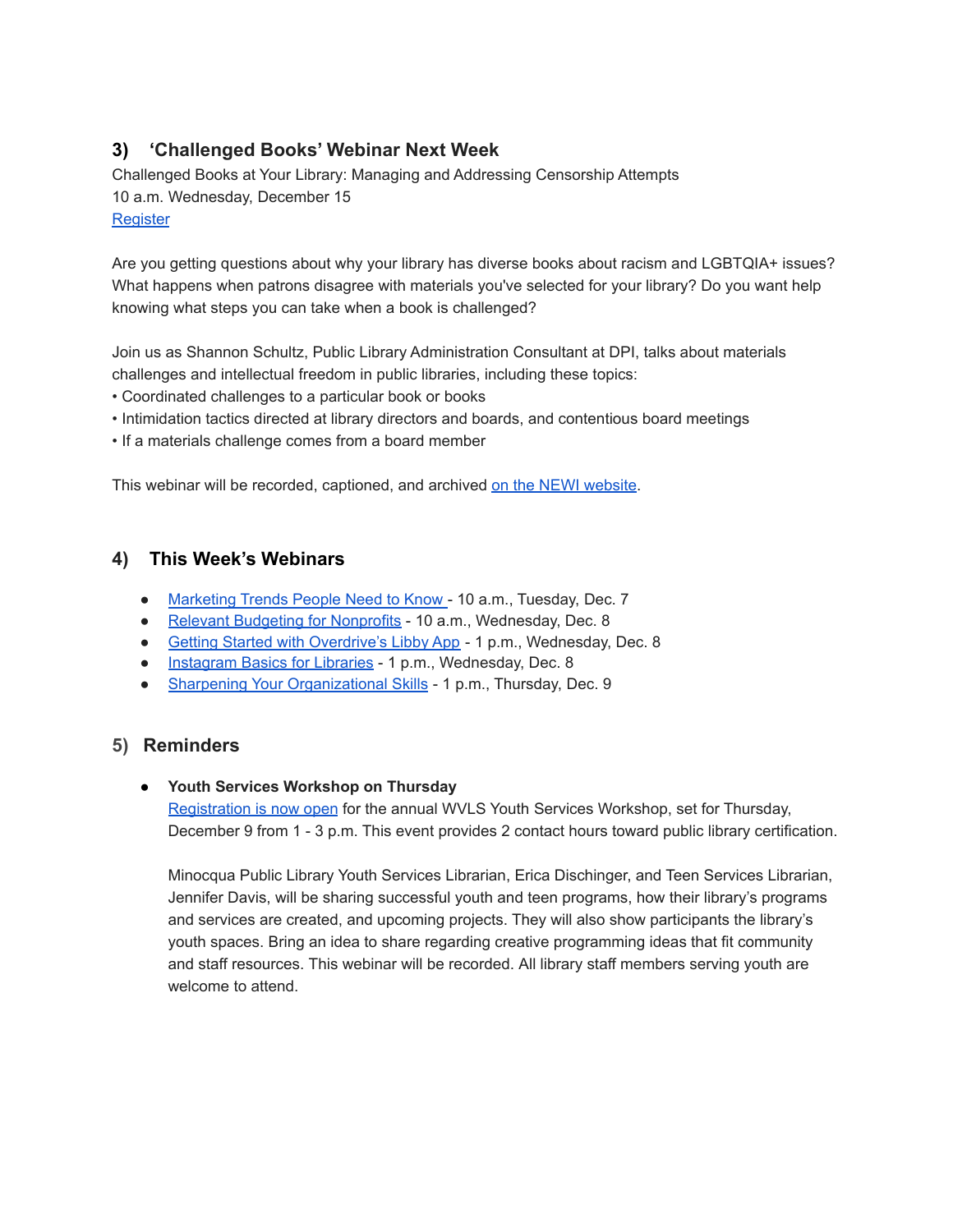## 3) ‘Challenged Books’ Webinar Next Week

Challenged Books at Your Library: Managing and Addressing Censorship Attempts
10 a.m. Wednesday, December 15
[Register]

Are you getting questions about why your library has diverse books about racism and LGBTQIA+ issues? What happens when patrons disagree with materials you've selected for your library? Do you want help knowing what steps you can take when a book is challenged?

Join us as Shannon Schultz, Public Library Administration Consultant at DPI, talks about materials challenges and intellectual freedom in public libraries, including these topics:

- Coordinated challenges to a particular book or books
- Intimidation tactics directed at library directors and boards, and contentious board meetings
- If a materials challenge comes from a board member

This webinar will be recorded, captioned, and archived [on the NEWI website].

## 4) This Week’s Webinars

- [Marketing Trends People Need to Know] - 10 a.m., Tuesday, Dec. 7
- [Relevant Budgeting for Nonprofits] - 10 a.m., Wednesday, Dec. 8
- [Getting Started with Overdrive’s Libby App] - 1 p.m., Wednesday, Dec. 8
- [Instagram Basics for Libraries] - 1 p.m., Wednesday, Dec. 8
- [Sharpening Your Organizational Skills] - 1 p.m., Thursday, Dec. 9

## 5) Reminders

- **Youth Services Workshop on Thursday**
  [Registration is now open] for the annual WVLS Youth Services Workshop, set for Thursday, December 9 from 1 - 3 p.m. This event provides 2 contact hours toward public library certification.

  Minocqua Public Library Youth Services Librarian, Erica Dischinger, and Teen Services Librarian, Jennifer Davis, will be sharing successful youth and teen programs, how their library’s programs and services are created, and upcoming projects. They will also show participants the library’s youth spaces. Bring an idea to share regarding creative programming ideas that fit community and staff resources. This webinar will be recorded. All library staff members serving youth are welcome to attend.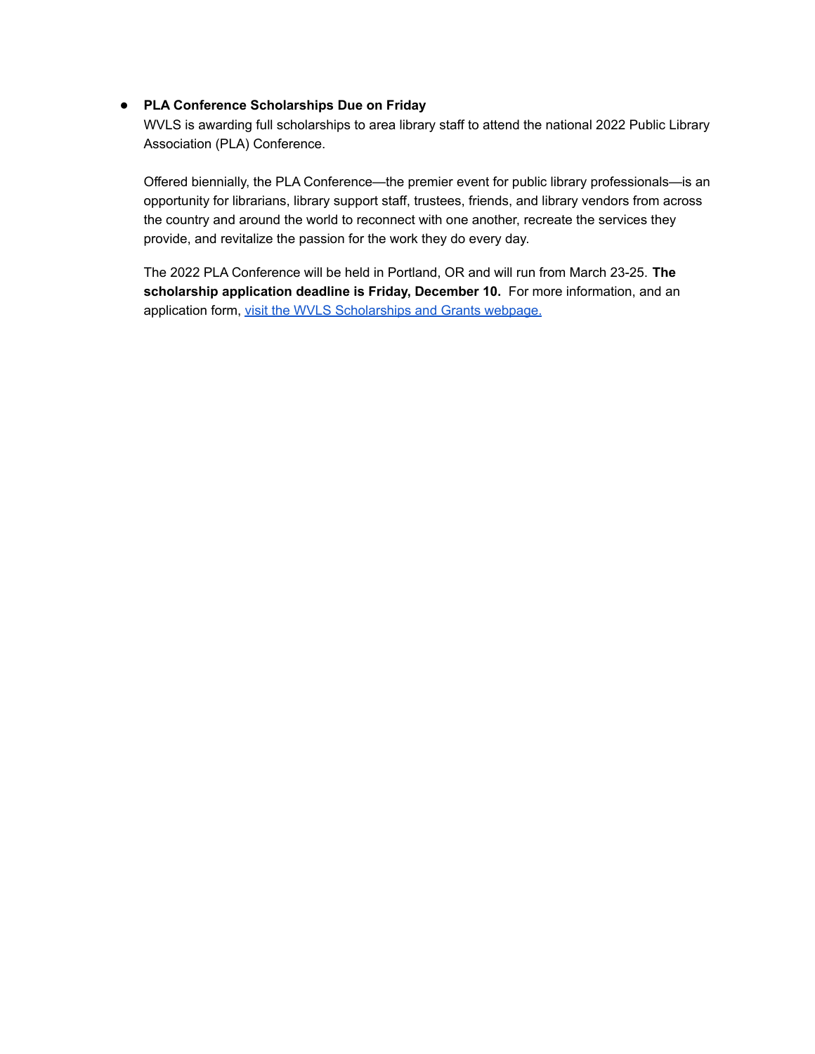- **PLA Conference Scholarships Due on Friday**
  WVLS is awarding full scholarships to area library staff to attend the national 2022 Public Library Association (PLA) Conference.

  Offered biennially, the PLA Conference—the premier event for public library professionals—is an opportunity for librarians, library support staff, trustees, friends, and library vendors from across the country and around the world to reconnect with one another, recreate the services they provide, and revitalize the passion for the work they do every day.

  The 2022 PLA Conference will be held in Portland, OR and will run from March 23-25. **The scholarship application deadline is Friday, December 10.** For more information, and an application form, visit the WVLS Scholarships and Grants webpage.